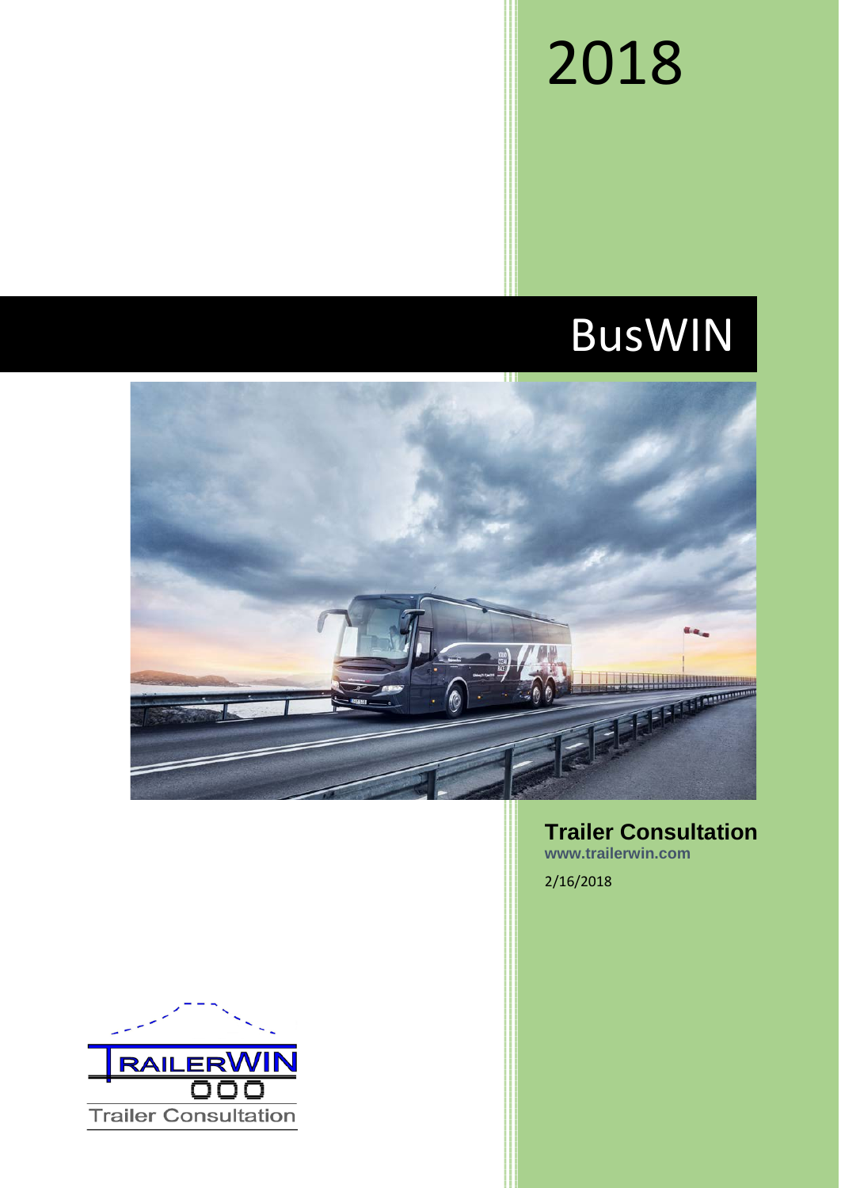2018

# BusWIN

**Trailer Consultation**

**www.trailerwin.com**

2/16/2018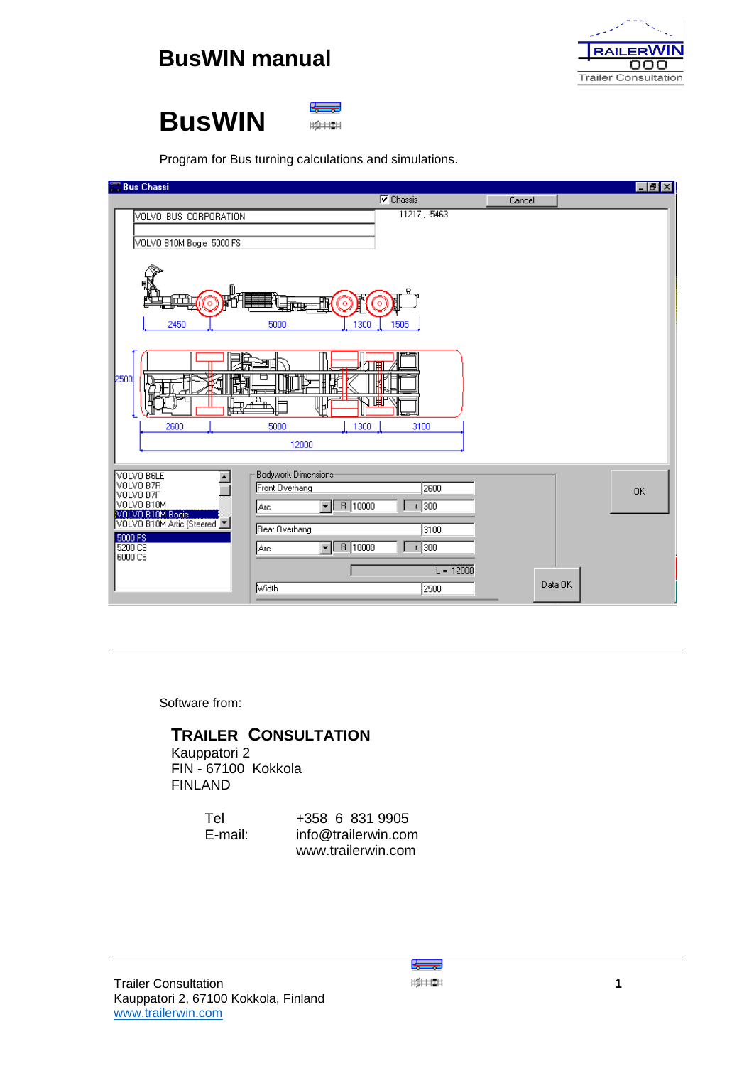# BusWIN manual

# BusWIN

Program for Bus turning calculations and simulations.

---

Software from:

**TRAILER CONSULTATION**
Kauppatori 2
FIN - 67100 Kokkola
FINLAND

| | |
|---|---|
| Tel | +358 6 831 9905 |
| E-mail: | info@trailerwin.com |
| | www.trailerwin.com |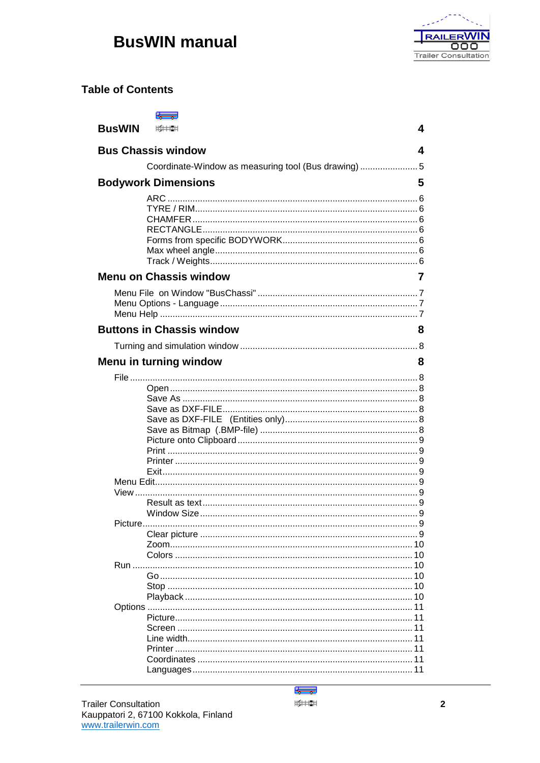# BusWIN manual

## Table of Contents

**BusWIN** 4

**Bus Chassis window** 4

- Coordinate-Window as measuring tool (Bus drawing) ....................... 5

**Bodywork Dimensions** 5

- ARC ........ 6
- TYRE / RIM ........ 6
- CHAMFER ........ 6
- RECTANGLE ........ 6
- Forms from specific BODYWORK ........ 6
- Max wheel angle ........ 6
- Track / Weights ........ 6

**Menu on Chassis window** 7

- Menu File on Window "BusChassi" ........ 7
- Menu Options - Language ........ 7
- Menu Help ........ 7

**Buttons in Chassis window** 8

- Turning and simulation window ........ 8

**Menu in turning window** 8

- File ........ 8
  - Open ........ 8
  - Save As ........ 8
  - Save as DXF-FILE ........ 8
  - Save as DXF-FILE (Entities only) ........ 8
  - Save as Bitmap (.BMP-file) ........ 8
  - Picture onto Clipboard ........ 9
  - Print ........ 9
  - Printer ........ 9
  - Exit ........ 9
- Menu Edit ........ 9
- View ........ 9
  - Result as text ........ 9
  - Window Size ........ 9
- Picture ........ 9
  - Clear picture ........ 9
  - Zoom ........ 10
  - Colors ........ 10
- Run ........ 10
  - Go ........ 10
  - Stop ........ 10
  - Playback ........ 10
- Options ........ 11
  - Picture ........ 11
  - Screen ........ 11
  - Line width ........ 11
  - Printer ........ 11
  - Coordinates ........ 11
  - Languages ........ 11

Trailer Consultation
Kauppatori 2, 67100 Kokkola, Finland
www.trailerwin.com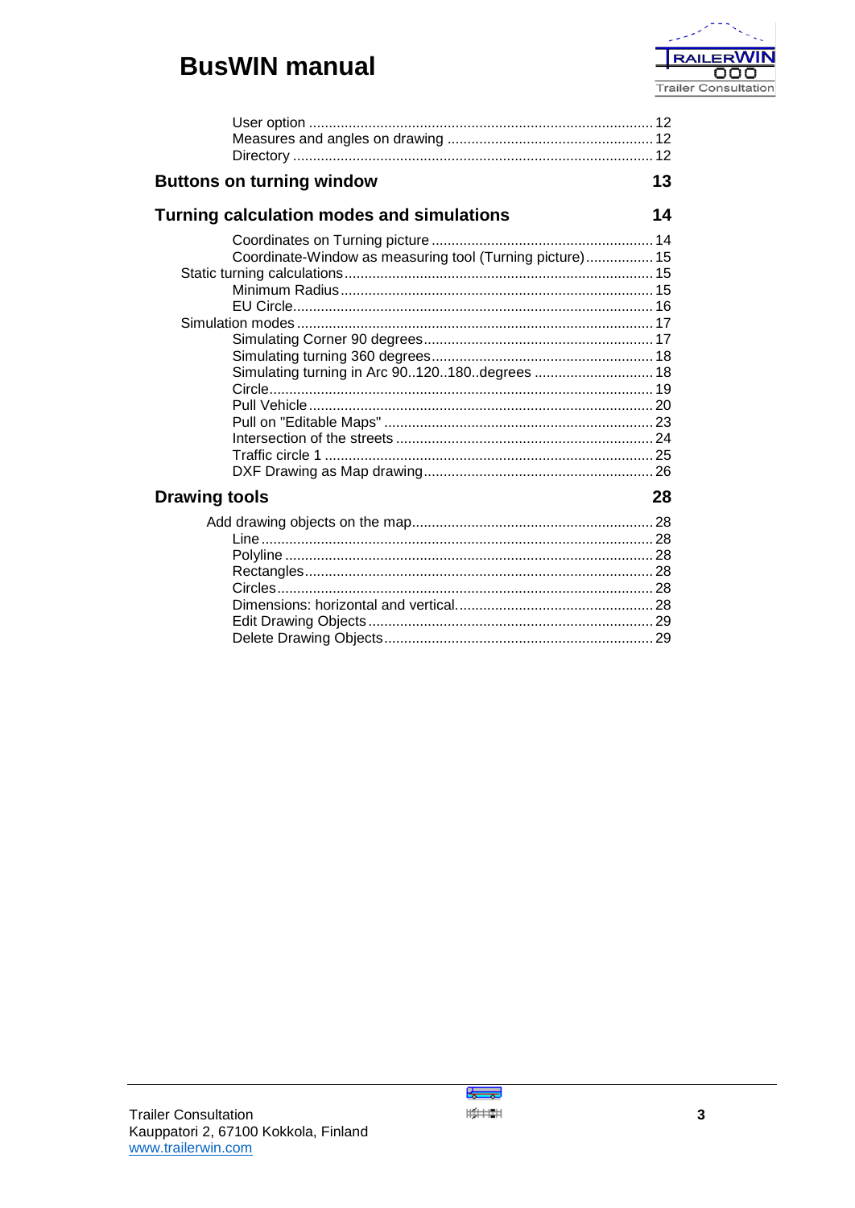User option ..................................................................................... 12
Measures and angles on drawing ................................................... 12
Directory .......................................................................................... 12

**Buttons on turning window** **13**

**Turning calculation modes and simulations** **14**

Coordinates on Turning picture ....................................................... 14
Coordinate-Window as measuring tool (Turning picture) ................. 15
Static turning calculations ............................................................................. 15
Minimum Radius .............................................................................. 15
EU Circle .......................................................................................... 16
Simulation modes .......................................................................................... 17
Simulating Corner 90 degrees .......................................................... 17
Simulating turning 360 degrees ........................................................ 18
Simulating turning in Arc 90..120..180..degrees .............................. 18
Circle ................................................................................................ 19
Pull Vehicle ...................................................................................... 20
Pull on "Editable Maps" .................................................................... 23
Intersection of the streets ................................................................. 24
Traffic circle 1 .................................................................................. 25
DXF Drawing as Map drawing .......................................................... 26

**Drawing tools** **28**

Add drawing objects on the map ............................................................. 28
Line .................................................................................................. 28
Polyline ............................................................................................ 28
Rectangles ........................................................................................ 28
Circles .............................................................................................. 28
Dimensions: horizontal and vertical. ................................................. 28
Edit Drawing Objects ....................................................................... 29
Delete Drawing Objects .................................................................... 29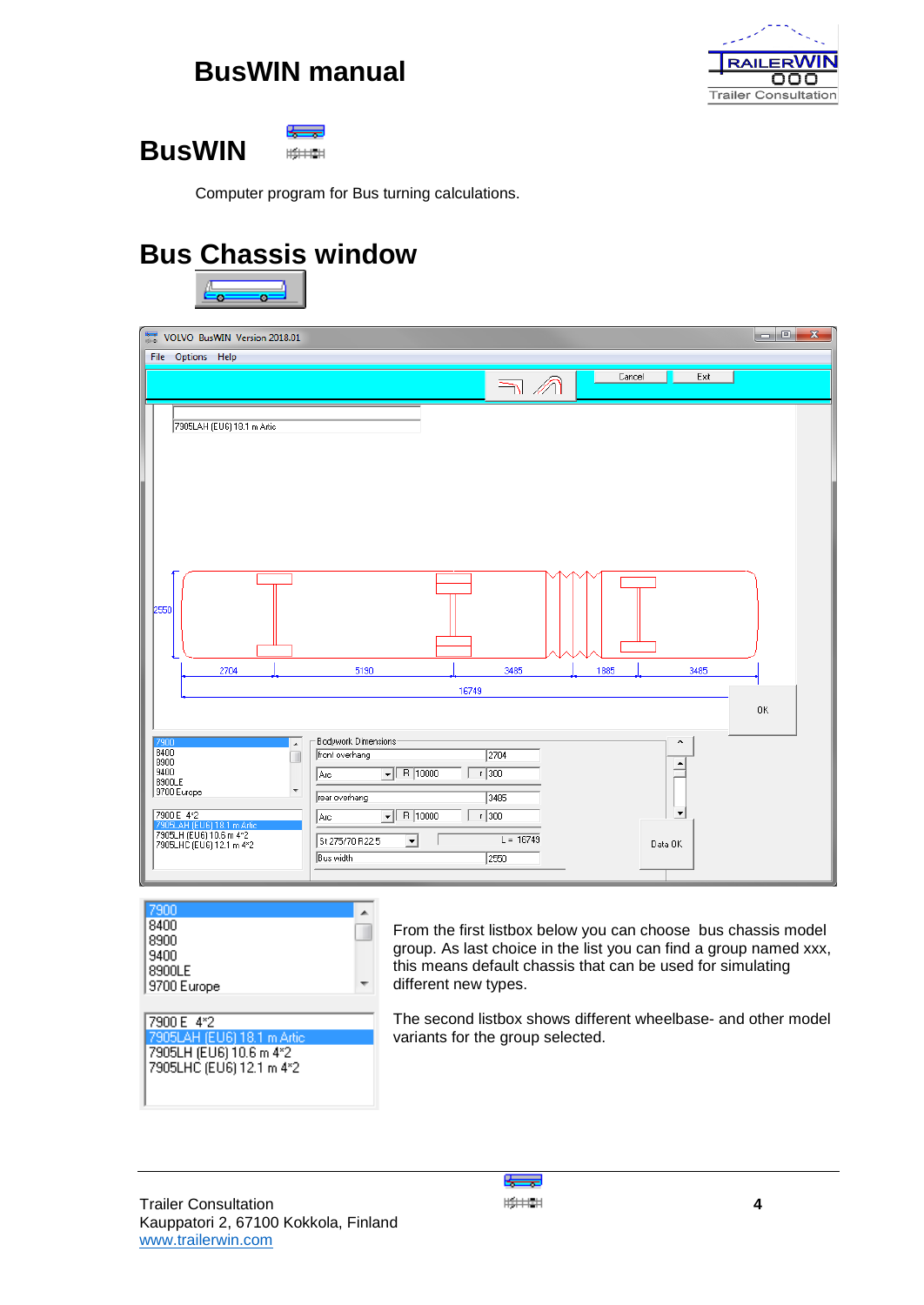# BusWIN manual

## BusWIN

Computer program for Bus turning calculations.

## Bus Chassis window

From the first listbox below you can choose bus chassis model group. As last choice in the list you can find a group named xxx, this means default chassis that can be used for simulating different new types.

The second listbox shows different wheelbase- and other model variants for the group selected.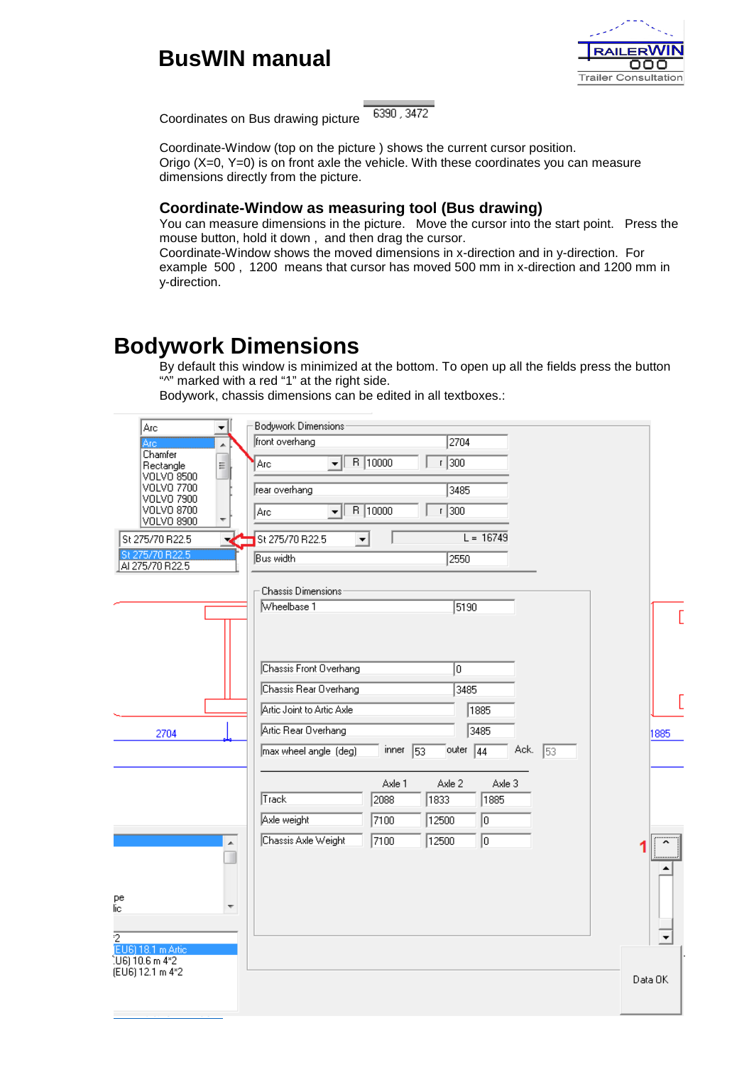Coordinates on Bus drawing picture 6390 , 3472

Coordinate-Window (top on the picture ) shows the current cursor position.
Origo (X=0, Y=0) is on front axle the vehicle. With these coordinates you can measure dimensions directly from the picture.

### Coordinate-Window as measuring tool (Bus drawing)

You can measure dimensions in the picture. Move the cursor into the start point. Press the mouse button, hold it down , and then drag the cursor.
Coordinate-Window shows the moved dimensions in x-direction and in y-direction. For example 500 , 1200 means that cursor has moved 500 mm in x-direction and 1200 mm in y-direction.

# Bodywork Dimensions

By default this window is minimized at the bottom. To open up all the fields press the button “^” marked with a red “1” at the right side.
Bodywork, chassis dimensions can be edited in all textboxes.: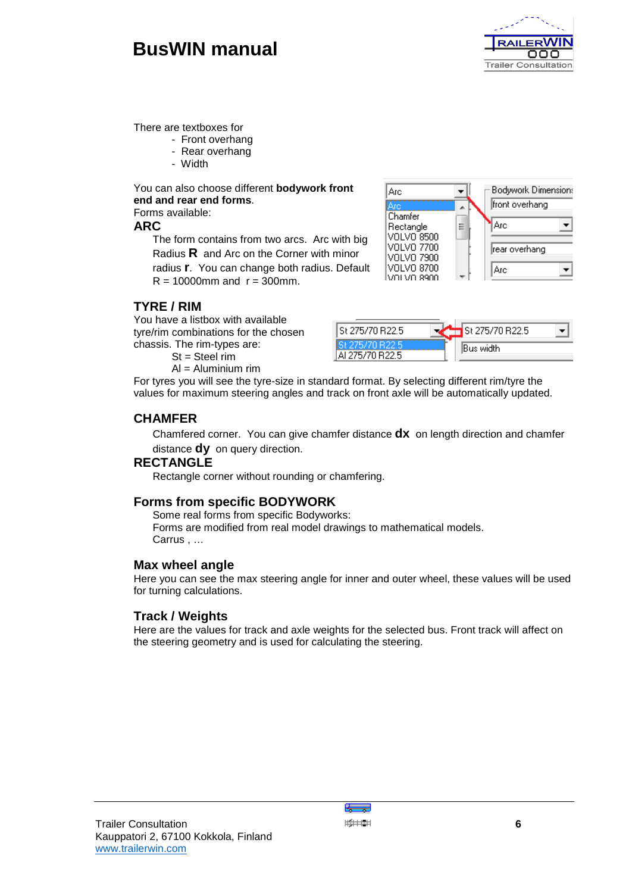There are textboxes for

- Front overhang
- Rear overhang
- Width

You can also choose different **bodywork front end and rear end forms**.
Forms available:

## ARC

The form contains from two arcs. Arc with big Radius **R** and Arc on the Corner with minor radius **r**. You can change both radius. Default R = 10000mm and r = 300mm.

## TYRE / RIM

You have a listbox with available tyre/rim combinations for the chosen chassis. The rim-types are:

St = Steel rim
Al = Aluminium rim

For tyres you will see the tyre-size in standard format. By selecting different rim/tyre the values for maximum steering angles and track on front axle will be automatically updated.

## CHAMFER

Chamfered corner. You can give chamfer distance **dx** on length direction and chamfer distance **dy** on query direction.

## RECTANGLE

Rectangle corner without rounding or chamfering.

## Forms from specific BODYWORK

Some real forms from specific Bodyworks:
Forms are modified from real model drawings to mathematical models.
Carrus , …

## Max wheel angle

Here you can see the max steering angle for inner and outer wheel, these values will be used for turning calculations.

## Track / Weights

Here are the values for track and axle weights for the selected bus. Front track will affect on the steering geometry and is used for calculating the steering.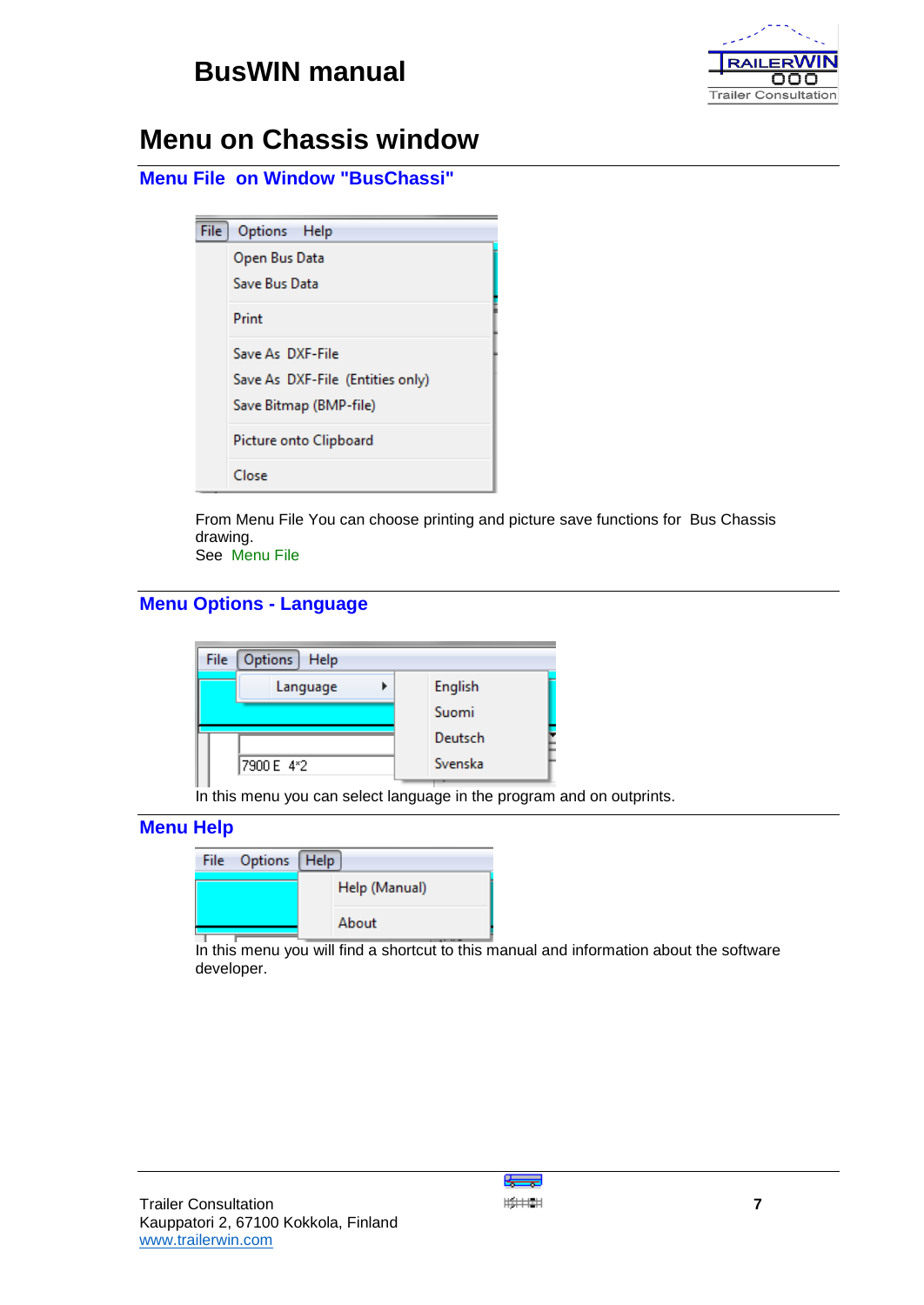# Menu on Chassis window

## Menu File on Window "BusChassi"

From Menu File You can choose printing and picture save functions for Bus Chassis drawing.
See Menu File

## Menu Options - Language

In this menu you can select language in the program and on outprints.

## Menu Help

In this menu you will find a shortcut to this manual and information about the software developer.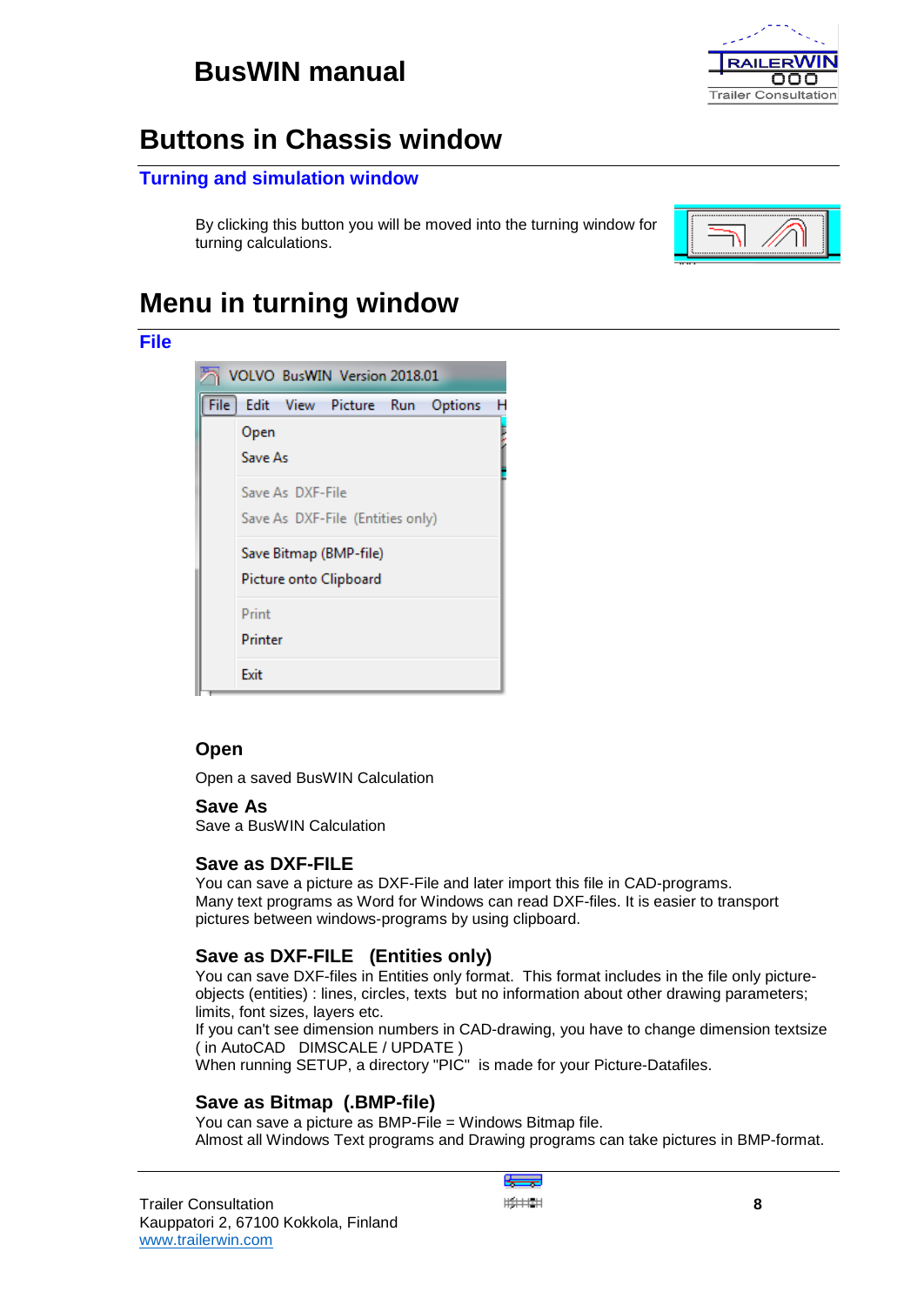# Buttons in Chassis window

## Turning and simulation window

By clicking this button you will be moved into the turning window for turning calculations.

# Menu in turning window

## File

### Open

Open a saved BusWIN Calculation

### Save As

Save a BusWIN Calculation

### Save as DXF-FILE

You can save a picture as DXF-File and later import this file in CAD-programs.
Many text programs as Word for Windows can read DXF-files. It is easier to transport pictures between windows-programs by using clipboard.

### Save as DXF-FILE (Entities only)

You can save DXF-files in Entities only format. This format includes in the file only picture-objects (entities) : lines, circles, texts but no information about other drawing parameters; limits, font sizes, layers etc.
If you can't see dimension numbers in CAD-drawing, you have to change dimension textsize ( in AutoCAD DIMSCALE / UPDATE )
When running SETUP, a directory "PIC" is made for your Picture-Datafiles.

### Save as Bitmap (.BMP-file)

You can save a picture as BMP-File = Windows Bitmap file.
Almost all Windows Text programs and Drawing programs can take pictures in BMP-format.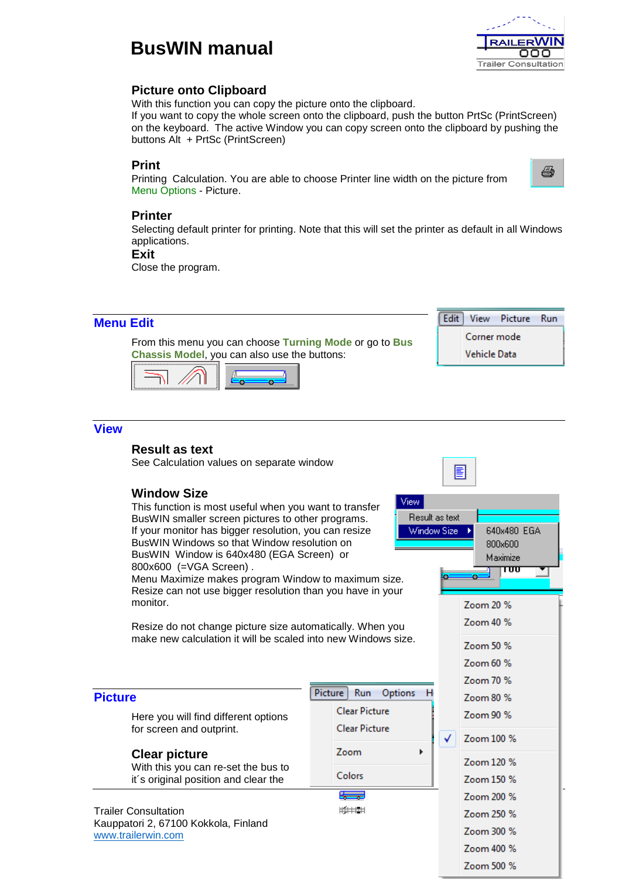# BusWIN manual

### Picture onto Clipboard

With this function you can copy the picture onto the clipboard.
If you want to copy the whole screen onto the clipboard, push the button PrtSc (PrintScreen) on the keyboard. The active Window you can copy screen onto the clipboard by pushing the buttons Alt + PrtSc (PrintScreen)

### Print

Printing Calculation. You are able to choose Printer line width on the picture from Menu Options - Picture.

### Printer

Selecting default printer for printing. Note that this will set the printer as default in all Windows applications.

### Exit

Close the program.

## Menu Edit

From this menu you can choose **Turning Mode** or go to **Bus Chassis Model**, you can also use the buttons:

Edit | View | Picture | Run
Corner mode
Vehicle Data

## View

### Result as text

See Calculation values on separate window

### Window Size

This function is most useful when you want to transfer BusWIN smaller screen pictures to other programs.
If your monitor has bigger resolution, you can resize BusWIN Windows so that Window resolution on BusWIN Window is 640x480 (EGA Screen) or 800x600 (=VGA Screen) .
Menu Maximize makes program Window to maximum size.
Resize can not use bigger resolution than you have in your monitor.

Resize do not change picture size automatically. When you make new calculation it will be scaled into new Windows size.

View
Result as text
Window Size
640x480 EGA
800x600
Maximize

## Picture

Here you will find different options for screen and outprint.

### Clear picture

With this you can re-set the bus to it´s original position and clear the

Picture | Run | Options | H
Clear Picture
Clear Picture
Zoom
Colors

Zoom 20 %
Zoom 40 %
Zoom 50 %
Zoom 60 %
Zoom 70 %
Zoom 80 %
Zoom 90 %
✓ Zoom 100 %
Zoom 120 %
Zoom 150 %
Zoom 200 %
Zoom 250 %
Zoom 300 %
Zoom 400 %
Zoom 500 %

Trailer Consultation
Kauppatori 2, 67100 Kokkola, Finland
www.trailerwin.com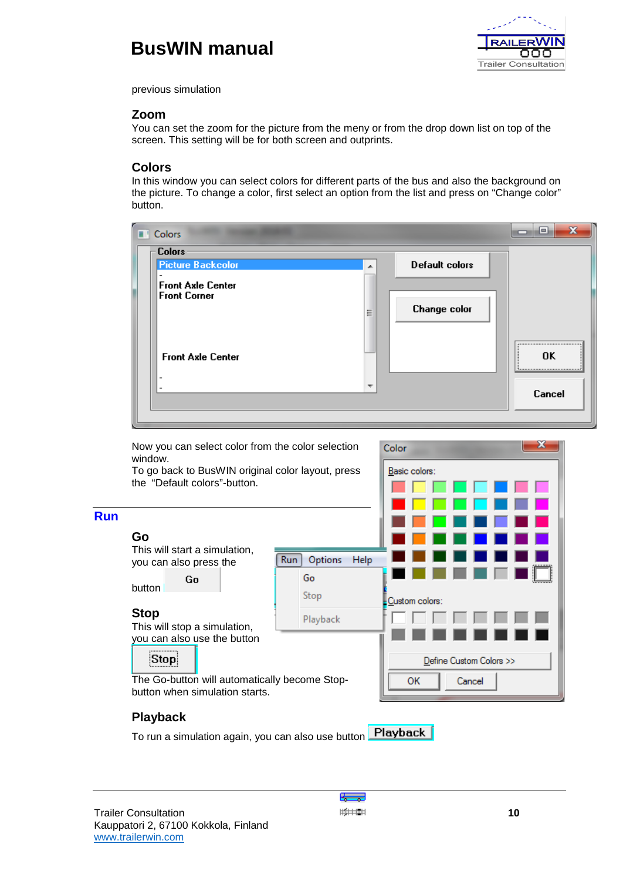previous simulation

### Zoom

You can set the zoom for the picture from the meny or from the drop down list on top of the screen. This setting will be for both screen and outprints.

### Colors

In this window you can select colors for different parts of the bus and also the background on the picture. To change a color, first select an option from the list and press on "Change color" button.

Now you can select color from the color selection window.
To go back to BusWIN original color layout, press the "Default colors"-button.

## Run

### Go

This will start a simulation, you can also press the Go button

### Stop

This will stop a simulation, you can also use the button Stop

The Go-button will automatically become Stop-button when simulation starts.

### Playback

To run a simulation again, you can also use button Playback

Trailer Consultation
Kauppatori 2, 67100 Kokkola, Finland
www.trailerwin.com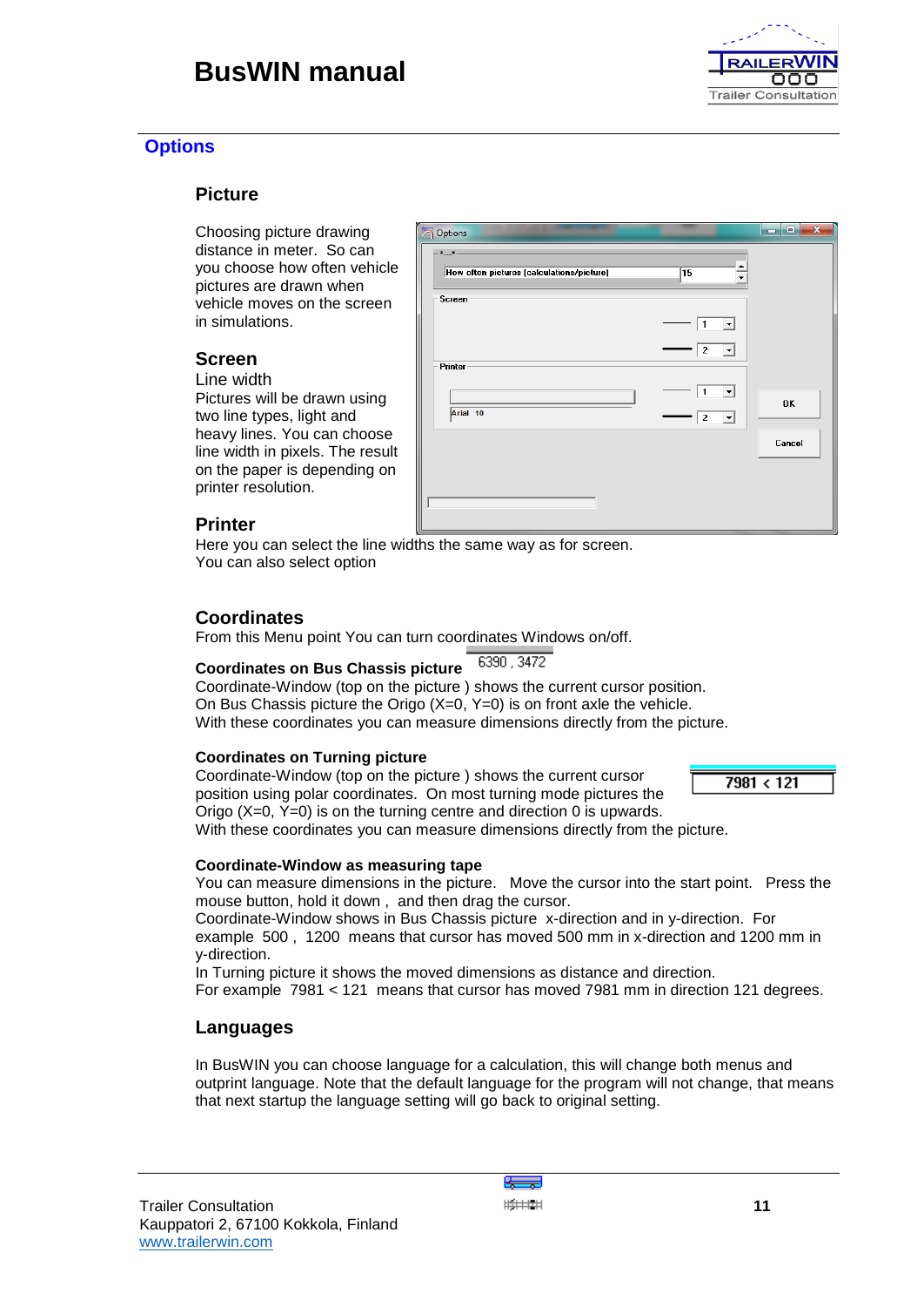## Options

### Picture

Choosing picture drawing distance in meter. So can you choose how often vehicle pictures are drawn when vehicle moves on the screen in simulations.

### Screen

Line width

Pictures will be drawn using two line types, light and heavy lines. You can choose line width in pixels. The result on the paper is depending on printer resolution.

### Printer

Here you can select the line widths the same way as for screen.
You can also select option

### Coordinates

From this Menu point You can turn coordinates Windows on/off.

**Coordinates on Bus Chassis picture**

Coordinate-Window (top on the picture ) shows the current cursor position.
On Bus Chassis picture the Origo (X=0, Y=0) is on front axle the vehicle.
With these coordinates you can measure dimensions directly from the picture.

**Coordinates on Turning picture**

Coordinate-Window (top on the picture ) shows the current cursor position using polar coordinates. On most turning mode pictures the Origo (X=0, Y=0) is on the turning centre and direction 0 is upwards.
With these coordinates you can measure dimensions directly from the picture.

**Coordinate-Window as measuring tape**

You can measure dimensions in the picture. Move the cursor into the start point. Press the mouse button, hold it down , and then drag the cursor.
Coordinate-Window shows in Bus Chassis picture x-direction and in y-direction. For example 500 , 1200 means that cursor has moved 500 mm in x-direction and 1200 mm in y-direction.
In Turning picture it shows the moved dimensions as distance and direction.
For example 7981 < 121 means that cursor has moved 7981 mm in direction 121 degrees.

### Languages

In BusWIN you can choose language for a calculation, this will change both menus and outprint language. Note that the default language for the program will not change, that means that next startup the language setting will go back to original setting.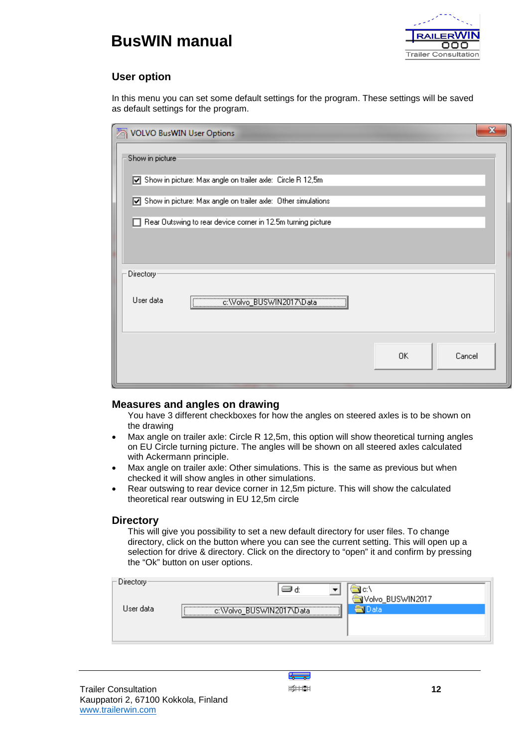## User option

In this menu you can set some default settings for the program. These settings will be saved as default settings for the program.

### Measures and angles on drawing

You have 3 different checkboxes for how the angles on steered axles is to be shown on the drawing

- Max angle on trailer axle: Circle R 12,5m, this option will show theoretical turning angles on EU Circle turning picture. The angles will be shown on all steered axles calculated with Ackermann principle.
- Max angle on trailer axle: Other simulations. This is the same as previous but when checked it will show angles in other simulations.
- Rear outswing to rear device corner in 12,5m picture. This will show the calculated theoretical rear outswing in EU 12,5m circle

### Directory

This will give you possibility to set a new default directory for user files. To change directory, click on the button where you can see the current setting. This will open up a selection for drive & directory. Click on the directory to "open" it and confirm by pressing the "Ok" button on user options.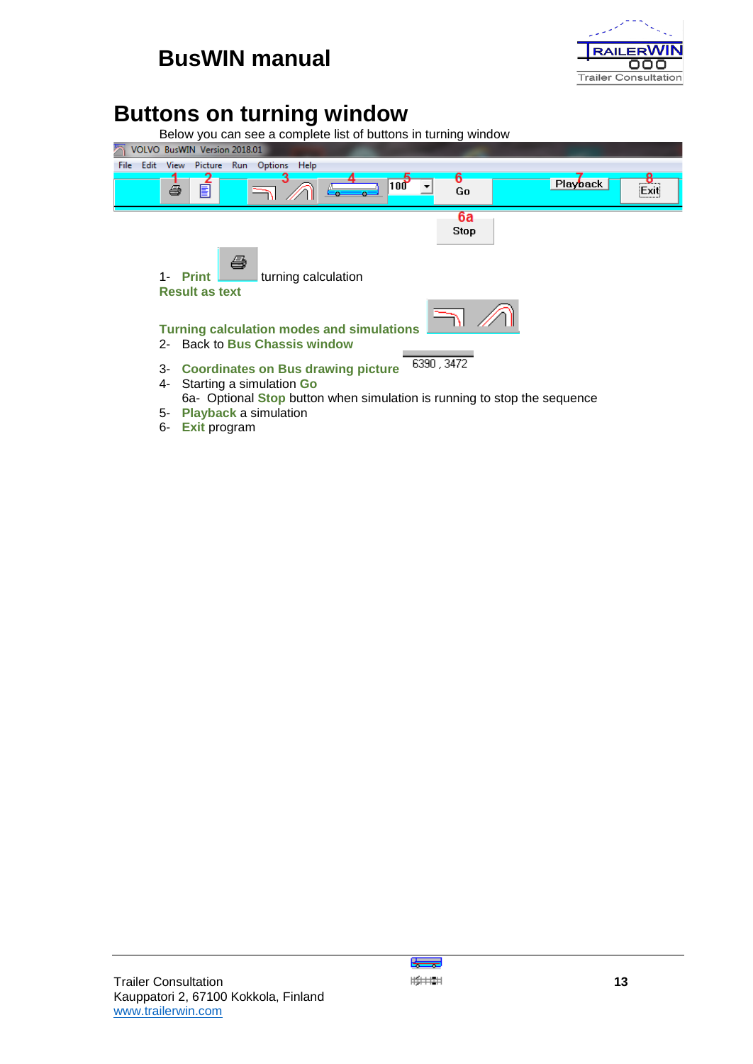# Buttons on turning window

Below you can see a complete list of buttons in turning window

1- **Print** turning calculation
**Result as text**

**Turning calculation modes and simulations**

2- Back to **Bus Chassis window**

3- **Coordinates on Bus drawing picture** 6390 , 3472

4- Starting a simulation **Go**
   6a- Optional **Stop** button when simulation is running to stop the sequence

5- **Playback** a simulation

6- **Exit** program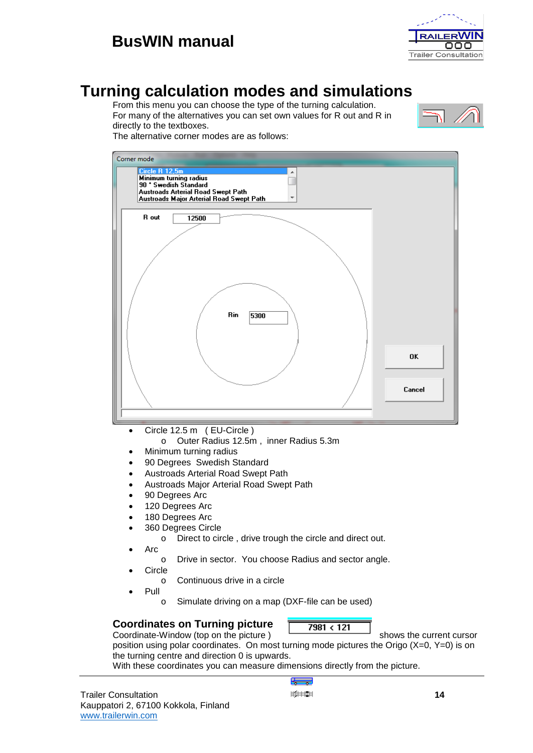# Turning calculation modes and simulations

From this menu you can choose the type of the turning calculation.
For many of the alternatives you can set own values for R out and R in directly to the textboxes.
The alternative corner modes are as follows:

- Circle 12.5 m ( EU-Circle )
  - Outer Radius 12.5m , inner Radius 5.3m
- Minimum turning radius
- 90 Degrees Swedish Standard
- Austroads Arterial Road Swept Path
- Austroads Major Arterial Road Swept Path
- 90 Degrees Arc
- 120 Degrees Arc
- 180 Degrees Arc
- 360 Degrees Circle
  - Direct to circle , drive trough the circle and direct out.
- Arc
  - Drive in sector. You choose Radius and sector angle.
- Circle
  - Continuous drive in a circle
- Pull
  - Simulate driving on a map (DXF-file can be used)

## Coordinates on Turning picture

Coordinate-Window (top on the picture ) shows the current cursor position using polar coordinates. On most turning mode pictures the Origo (X=0, Y=0) is on the turning centre and direction 0 is upwards.
With these coordinates you can measure dimensions directly from the picture.

Trailer Consultation
Kauppatori 2, 67100 Kokkola, Finland
www.trailerwin.com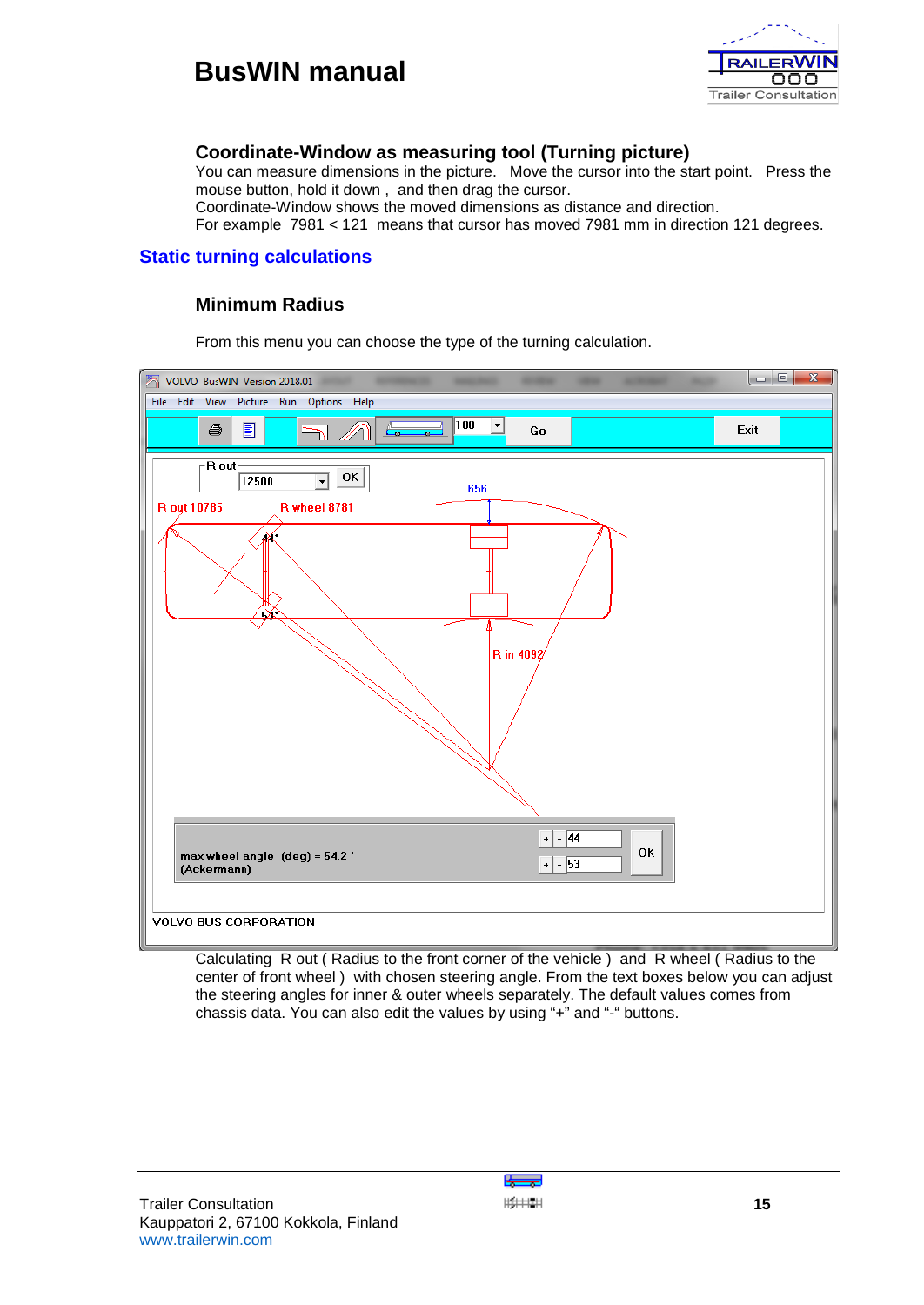## Coordinate-Window as measuring tool (Turning picture)

You can measure dimensions in the picture. Move the cursor into the start point. Press the mouse button, hold it down , and then drag the cursor.
Coordinate-Window shows the moved dimensions as distance and direction.
For example 7981 < 121 means that cursor has moved 7981 mm in direction 121 degrees.

# Static turning calculations

### Minimum Radius

From this menu you can choose the type of the turning calculation.

Calculating R out ( Radius to the front corner of the vehicle ) and R wheel ( Radius to the center of front wheel ) with chosen steering angle. From the text boxes below you can adjust the steering angles for inner & outer wheels separately. The default values comes from chassis data. You can also edit the values by using "+" and "-" buttons.

Trailer Consultation
Kauppatori 2, 67100 Kokkola, Finland
www.trailerwin.com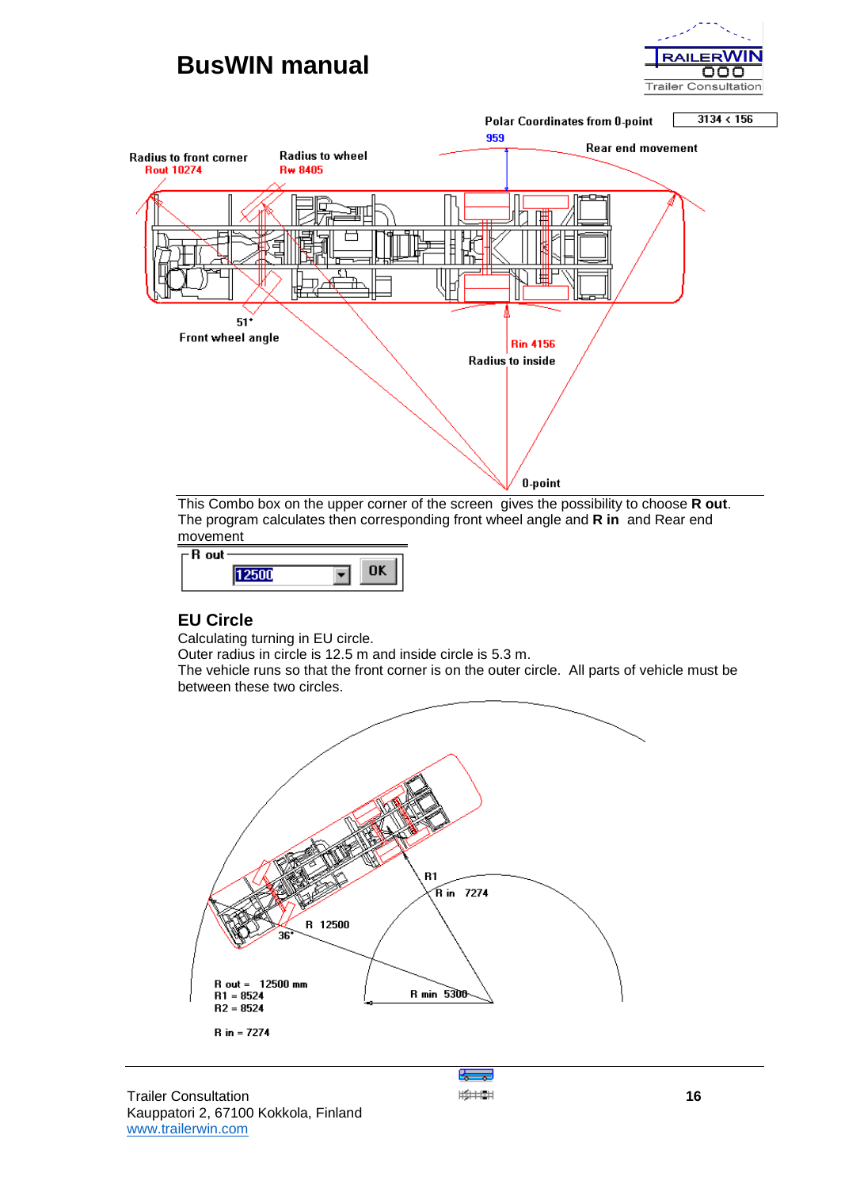This Combo box on the upper corner of the screen gives the possibility to choose **R out**. The program calculates then corresponding front wheel angle and **R in** and Rear end movement

## EU Circle

Calculating turning in EU circle.
Outer radius in circle is 12.5 m and inside circle is 5.3 m.
The vehicle runs so that the front corner is on the outer circle. All parts of vehicle must be between these two circles.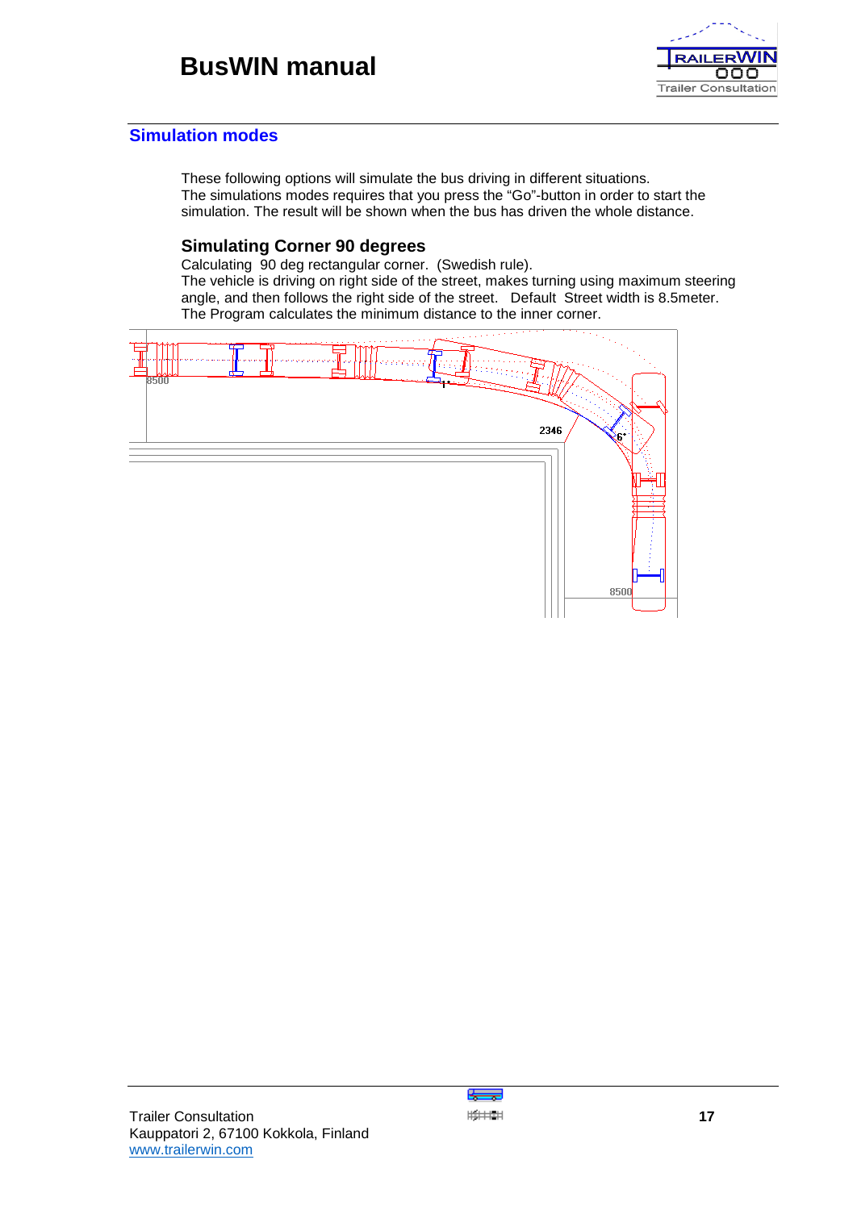## Simulation modes

These following options will simulate the bus driving in different situations.
The simulations modes requires that you press the “Go”-button in order to start the simulation. The result will be shown when the bus has driven the whole distance.

### Simulating Corner 90 degrees

Calculating 90 deg rectangular corner. (Swedish rule).
The vehicle is driving on right side of the street, makes turning using maximum steering angle, and then follows the right side of the street. Default Street width is 8.5meter.
The Program calculates the minimum distance to the inner corner.

Trailer Consultation
Kauppatori 2, 67100 Kokkola, Finland
www.trailerwin.com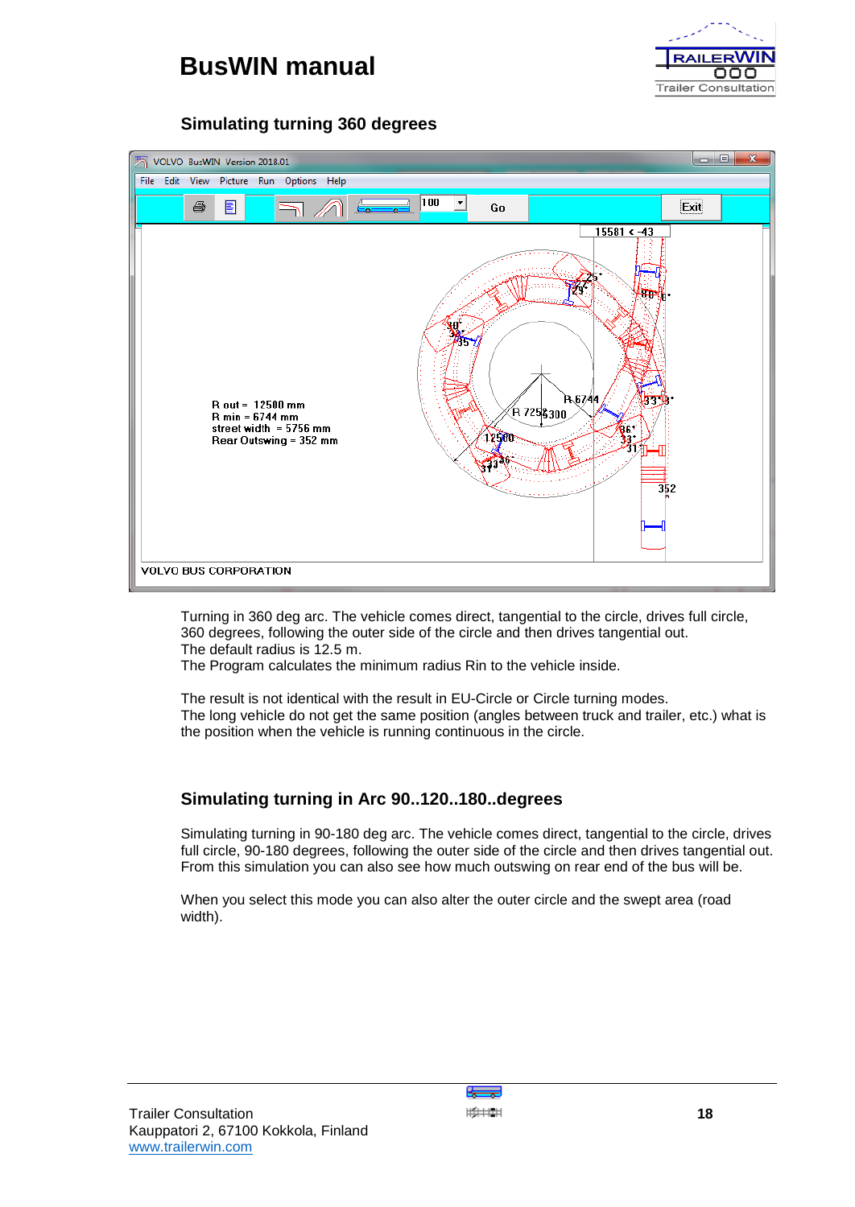## Simulating turning 360 degrees

Turning in 360 deg arc. The vehicle comes direct, tangential to the circle, drives full circle, 360 degrees, following the outer side of the circle and then drives tangential out.
The default radius is 12.5 m.
The Program calculates the minimum radius Rin to the vehicle inside.

The result is not identical with the result in EU-Circle or Circle turning modes.
The long vehicle do not get the same position (angles between truck and trailer, etc.) what is the position when the vehicle is running continuous in the circle.

## Simulating turning in Arc 90..120..180..degrees

Simulating turning in 90-180 deg arc. The vehicle comes direct, tangential to the circle, drives full circle, 90-180 degrees, following the outer side of the circle and then drives tangential out.
From this simulation you can also see how much outswing on rear end of the bus will be.

When you select this mode you can also alter the outer circle and the swept area (road width).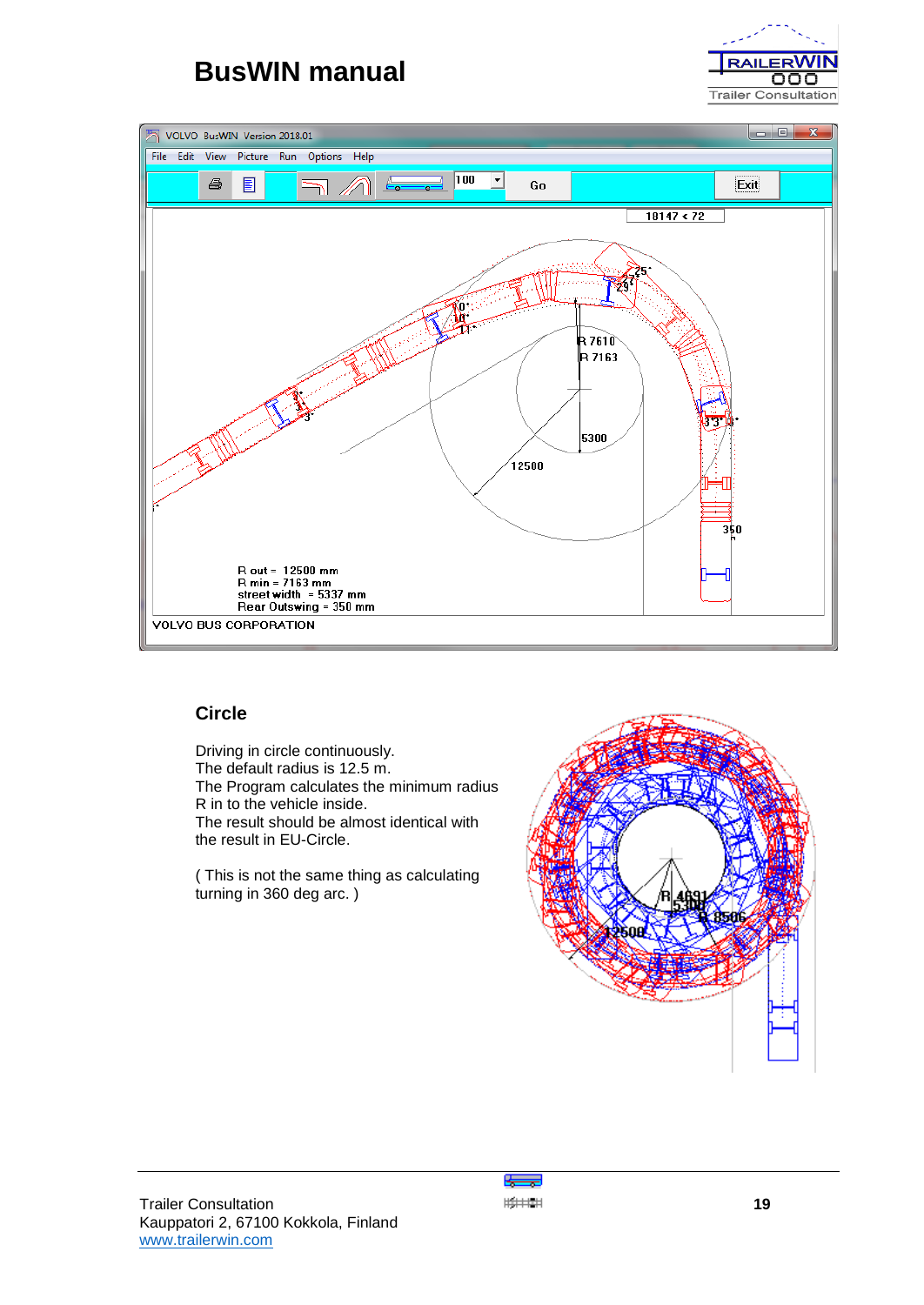## Circle

Driving in circle continuously.
The default radius is 12.5 m.
The Program calculates the minimum radius R in to the vehicle inside.
The result should be almost identical with the result in EU-Circle.

( This is not the same thing as calculating turning in 360 deg arc. )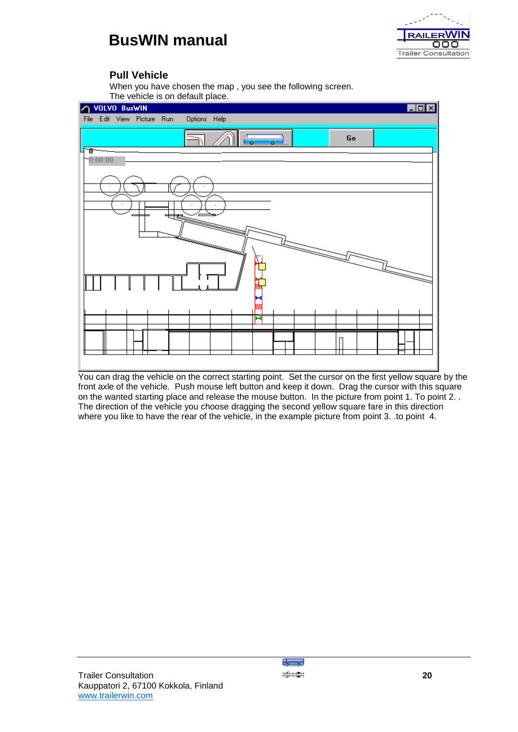## Pull Vehicle

When you have chosen the map , you see the following screen.
The vehicle is on default place.

You can drag the vehicle on the correct starting point. Set the cursor on the first yellow square by the front axle of the vehicle. Push mouse left button and keep it down. Drag the cursor with this square on the wanted starting place and release the mouse button. In the picture from point 1. To point 2. . The direction of the vehicle you choose dragging the second yellow square fare in this direction where you like to have the rear of the vehicle, in the example picture from point 3. .to point 4.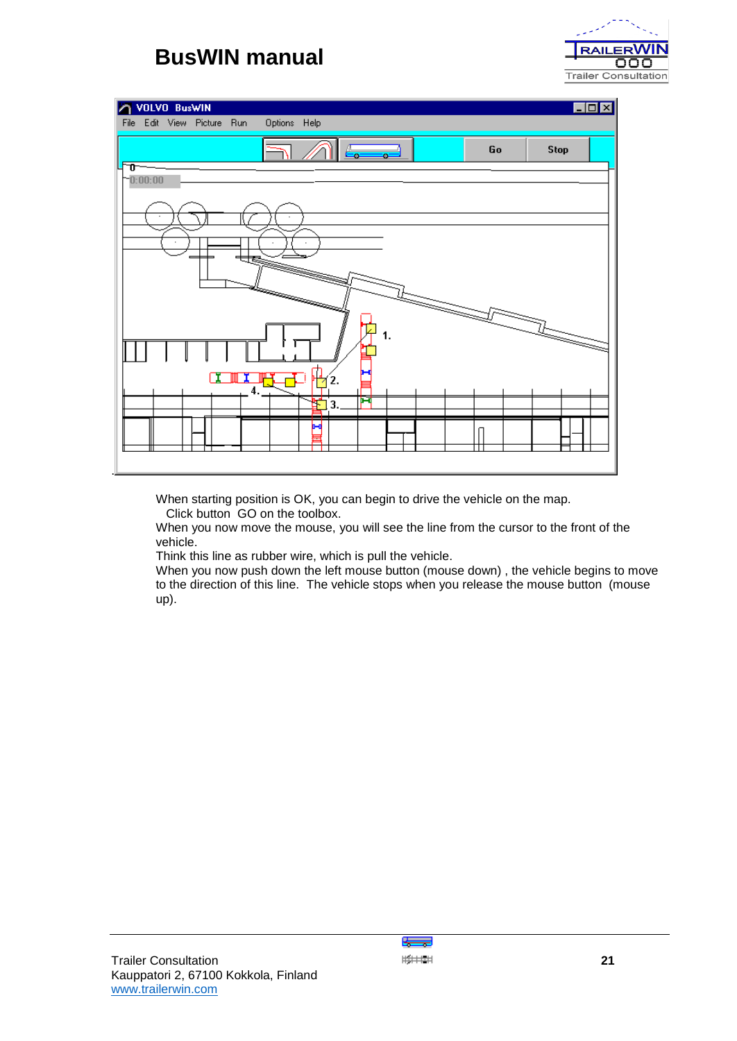When starting position is OK, you can begin to drive the vehicle on the map.
Click button GO on the toolbox.
When you now move the mouse, you will see the line from the cursor to the front of the vehicle.
Think this line as rubber wire, which is pull the vehicle.
When you now push down the left mouse button (mouse down) , the vehicle begins to move to the direction of this line. The vehicle stops when you release the mouse button (mouse up).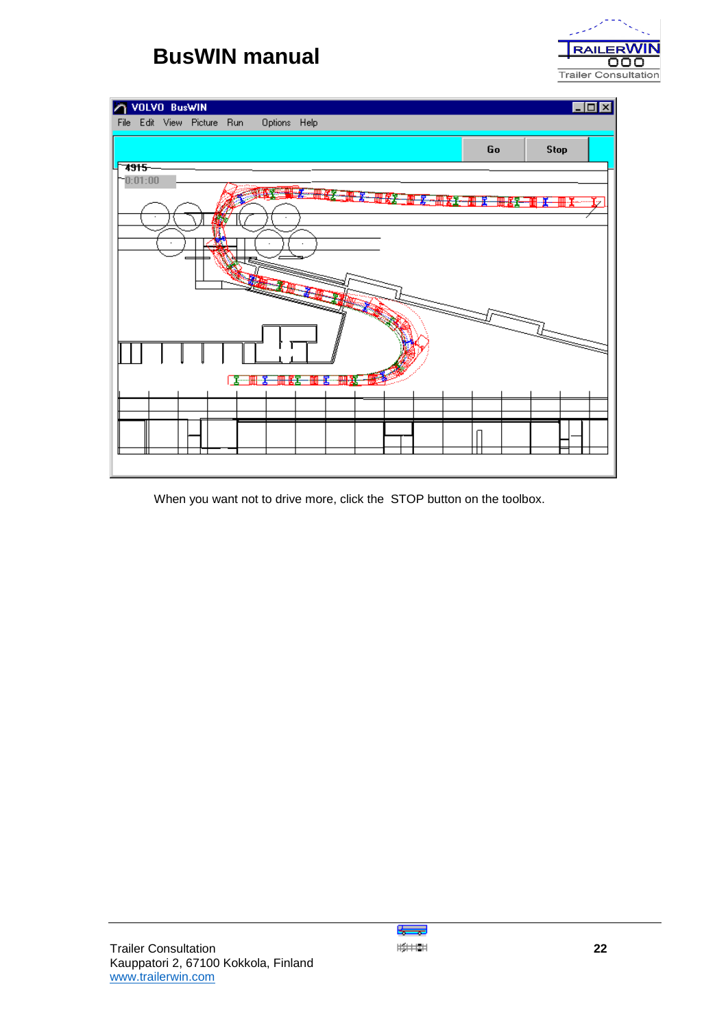When you want not to drive more, click the  STOP button on the toolbox.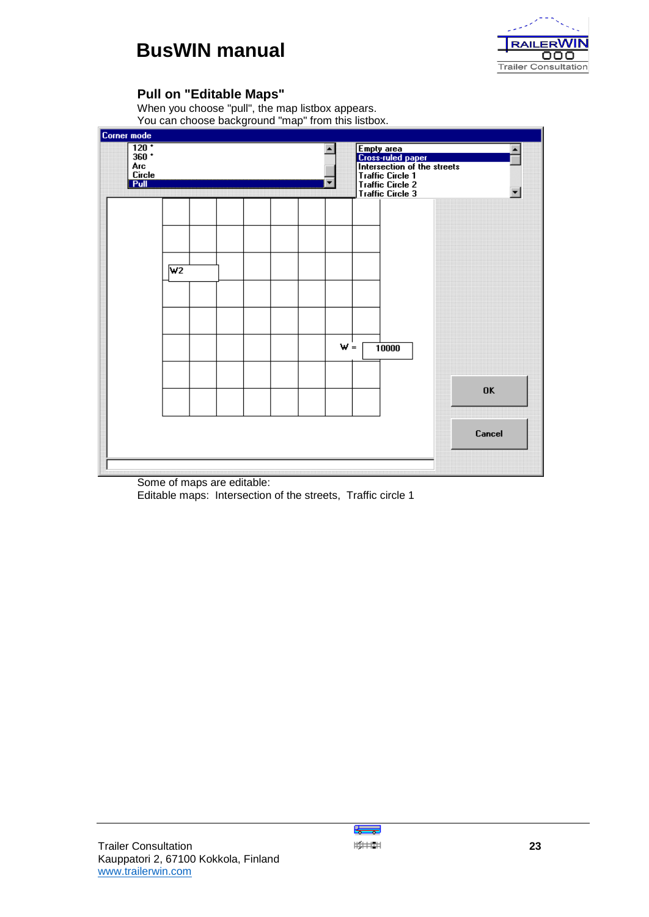## Pull on "Editable Maps"

When you choose "pull", the map listbox appears.
You can choose background "map" from this listbox.

Some of maps are editable:
Editable maps: Intersection of the streets, Traffic circle 1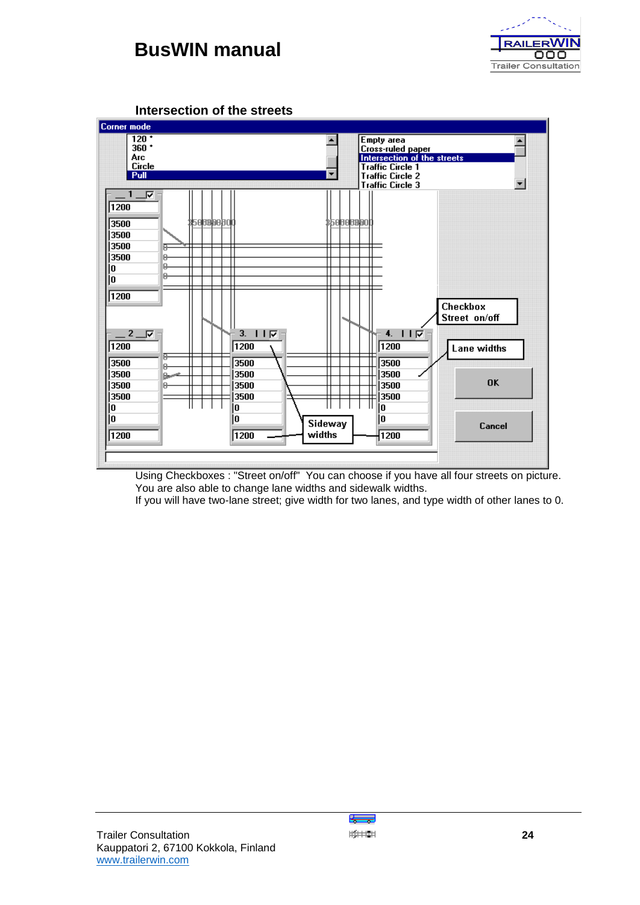## Intersection of the streets

Using Checkboxes : "Street on/off" You can choose if you have all four streets on picture. You are also able to change lane widths and sidewalk widths.
If you will have two-lane street; give width for two lanes, and type width of other lanes to 0.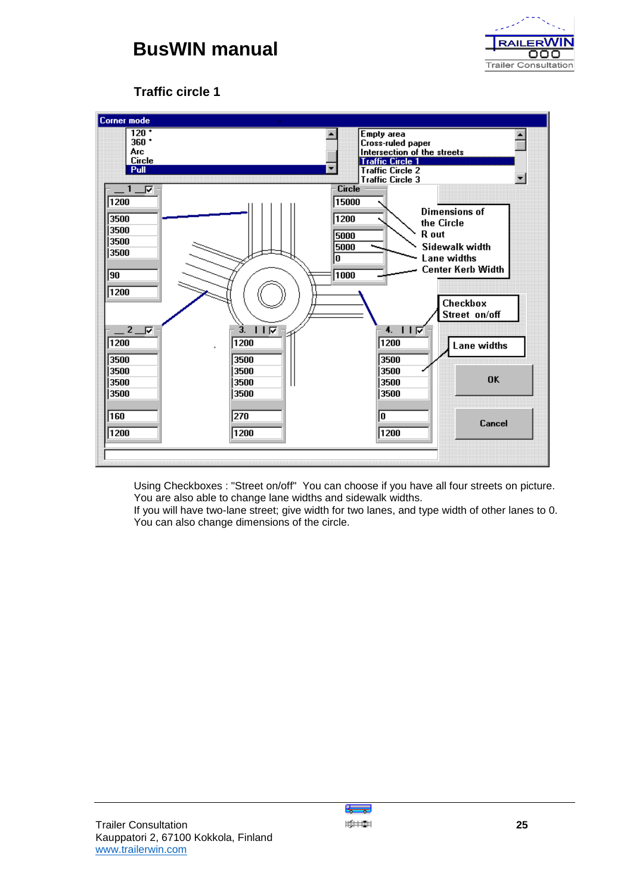## Traffic circle 1

Using Checkboxes : "Street on/off"  You can choose if you have all four streets on picture. You are also able to change lane widths and sidewalk widths.
If you will have two-lane street; give width for two lanes, and type width of other lanes to 0.
You can also change dimensions of the circle.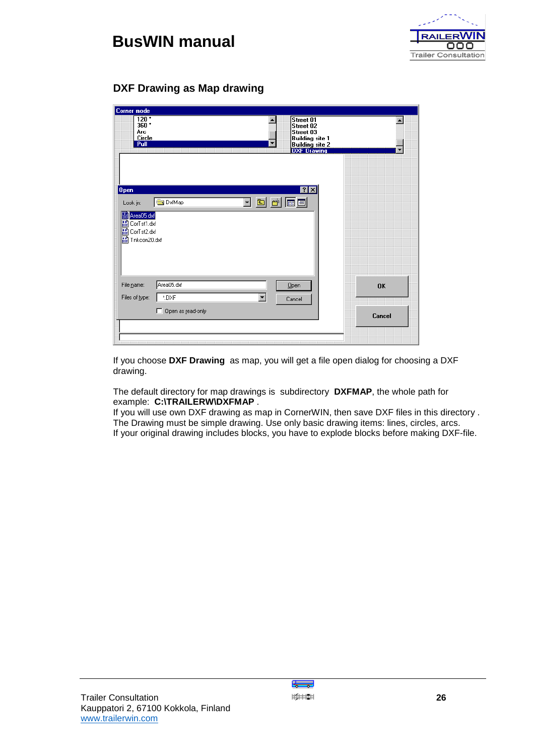## DXF Drawing as Map drawing

If you choose **DXF Drawing** as map, you will get a file open dialog for choosing a DXF drawing.

The default directory for map drawings is subdirectory **DXFMAP**, the whole path for example: **C:\TRAILERW\DXFMAP** .
If you will use own DXF drawing as map in CornerWIN, then save DXF files in this directory .
The Drawing must be simple drawing. Use only basic drawing items: lines, circles, arcs.
If your original drawing includes blocks, you have to explode blocks before making DXF-file.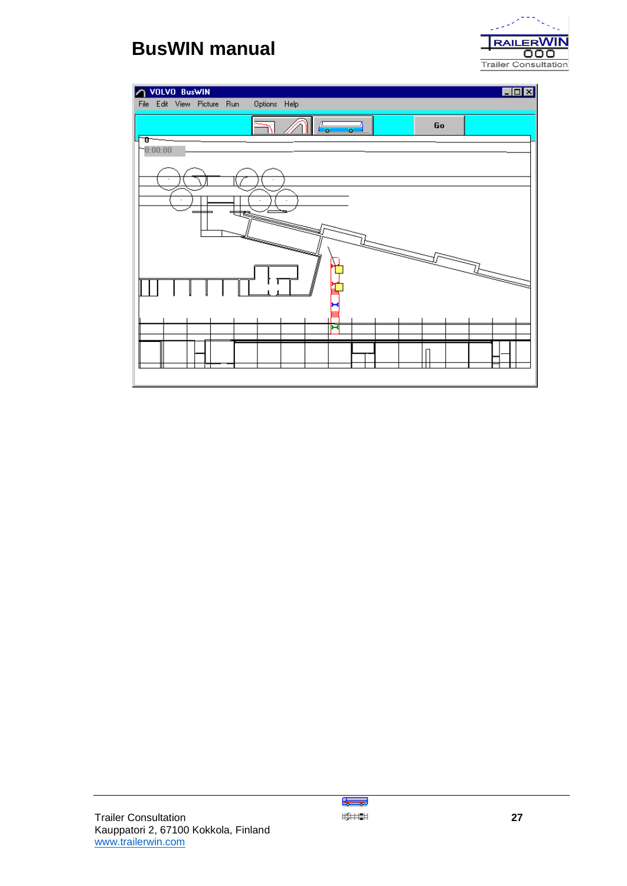# BusWIN manual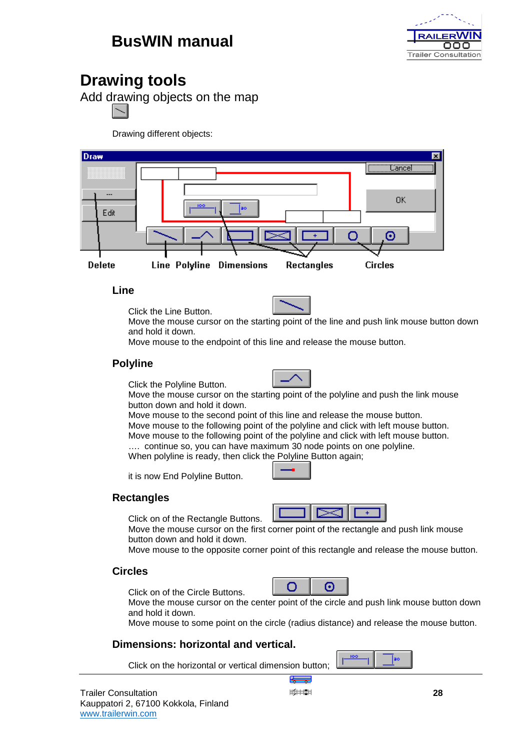# Drawing tools

Add drawing objects on the map

Drawing different objects:

Delete Line Polyline Dimensions Rectangles Circles

### Line

Click the Line Button.
Move the mouse cursor on the starting point of the line and push link mouse button down and hold it down.
Move mouse to the endpoint of this line and release the mouse button.

### Polyline

Click the Polyline Button.
Move the mouse cursor on the starting point of the polyline and push the link mouse button down and hold it down.
Move mouse to the second point of this line and release the mouse button.
Move mouse to the following point of the polyline and click with left mouse button.
Move mouse to the following point of the polyline and click with left mouse button.
…. continue so, you can have maximum 30 node points on one polyline.
When polyline is ready, then click the Polyline Button again;

it is now End Polyline Button.

### Rectangles

Click on of the Rectangle Buttons.
Move the mouse cursor on the first corner point of the rectangle and push link mouse button down and hold it down.
Move mouse to the opposite corner point of this rectangle and release the mouse button.

### Circles

Click on of the Circle Buttons.
Move the mouse cursor on the center point of the circle and push link mouse button down and hold it down.
Move mouse to some point on the circle (radius distance) and release the mouse button.

### Dimensions: horizontal and vertical.

Click on the horizontal or vertical dimension button;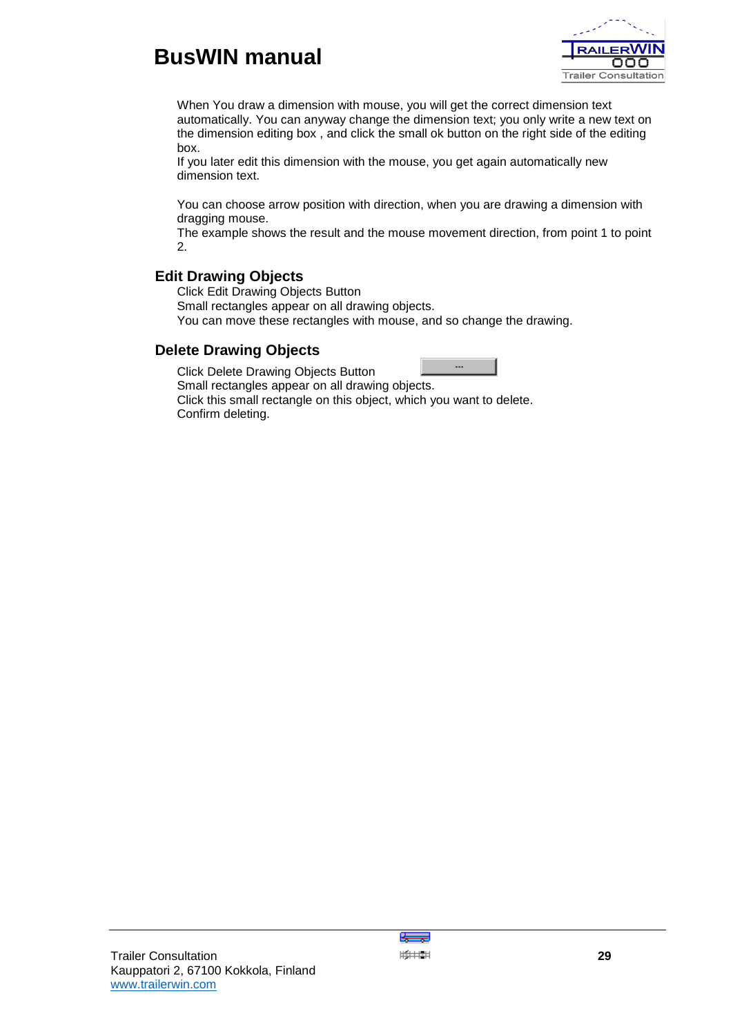When You draw a dimension with mouse, you will get the correct dimension text automatically. You can anyway change the dimension text; you only write a new text on the dimension editing box , and click the small ok button on the right side of the editing box.
If you later edit this dimension with the mouse, you get again automatically new dimension text.

You can choose arrow position with direction, when you are drawing a dimension with dragging mouse.
The example shows the result and the mouse movement direction, from point 1 to point 2.

## Edit Drawing Objects

Click Edit Drawing Objects Button
Small rectangles appear on all drawing objects.
You can move these rectangles with mouse, and so change the drawing.

## Delete Drawing Objects

Click Delete Drawing Objects Button
Small rectangles appear on all drawing objects.
Click this small rectangle on this object, which you want to delete.
Confirm deleting.